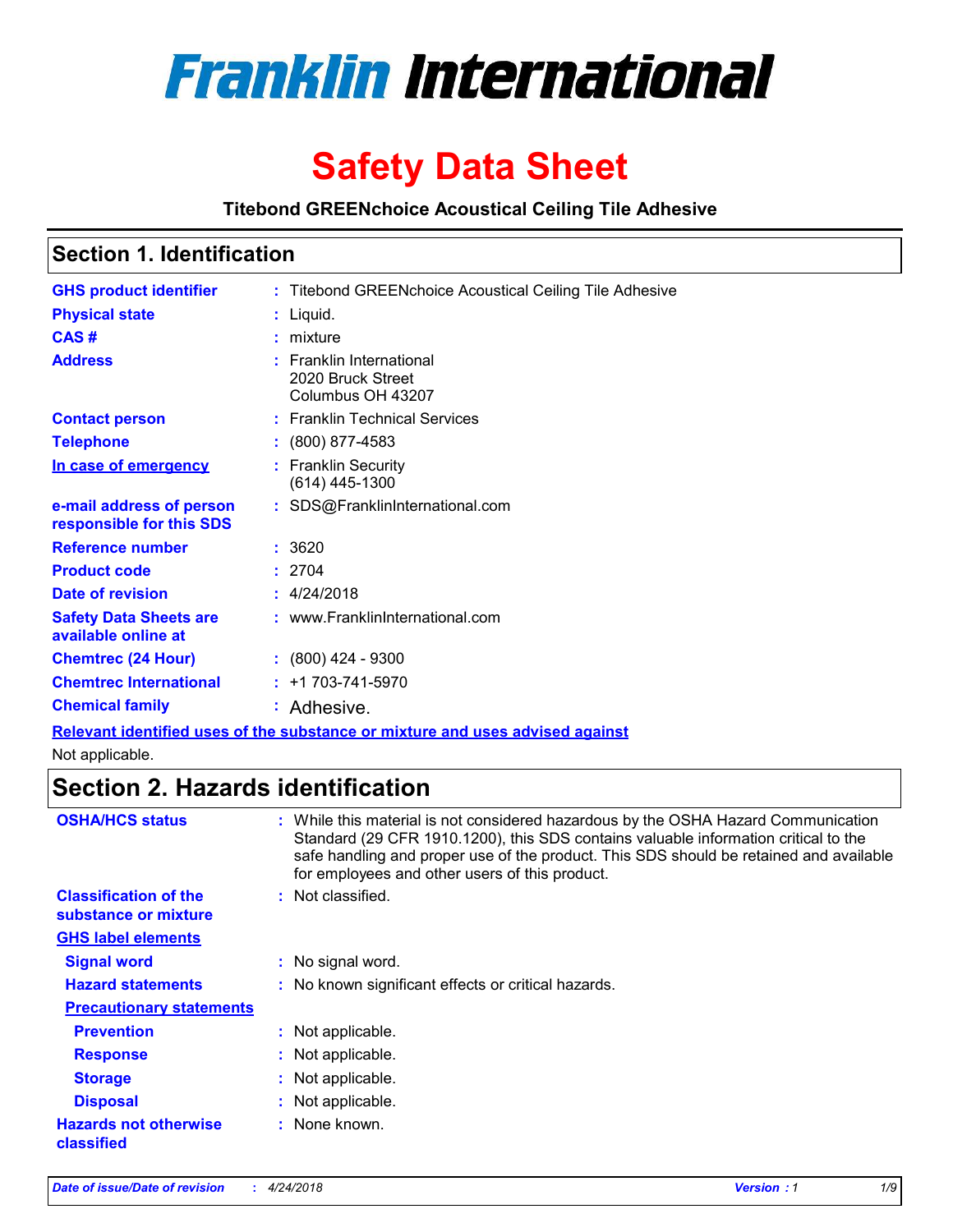# Franklin International

# Safety Data Sheet

**Titebond GREENchoice Acoustical Ceiling Tile Adhesive**

## Section 1. Identification

| | |
|---|---|
| **GHS product identifier** | : Titebond GREENchoice Acoustical Ceiling Tile Adhesive |
| **Physical state** | : Liquid. |
| **CAS #** | : mixture |
| **Address** | : Franklin International<br>2020 Bruck Street<br>Columbus OH 43207 |
| **Contact person** | : Franklin Technical Services |
| **Telephone** | : (800) 877-4583 |
| **In case of emergency** | : Franklin Security<br>(614) 445-1300 |
| **e-mail address of person responsible for this SDS** | : SDS@FranklinInternational.com |
| **Reference number** | : 3620 |
| **Product code** | : 2704 |
| **Date of revision** | : 4/24/2018 |
| **Safety Data Sheets are available online at** | : www.FranklinInternational.com |
| **Chemtrec (24 Hour)** | : (800) 424 - 9300 |
| **Chemtrec International** | : +1 703-741-5970 |
| **Chemical family** | : Adhesive. |

**Relevant identified uses of the substance or mixture and uses advised against**

Not applicable.

## Section 2. Hazards identification

| | |
|---|---|
| **OSHA/HCS status** | : While this material is not considered hazardous by the OSHA Hazard Communication Standard (29 CFR 1910.1200), this SDS contains valuable information critical to the safe handling and proper use of the product. This SDS should be retained and available for employees and other users of this product. |
| **Classification of the substance or mixture** | : Not classified. |

**GHS label elements**

| | |
|---|---|
| **Signal word** | : No signal word. |
| **Hazard statements** | : No known significant effects or critical hazards. |

**Precautionary statements**

| | |
|---|---|
| **Prevention** | : Not applicable. |
| **Response** | : Not applicable. |
| **Storage** | : Not applicable. |
| **Disposal** | : Not applicable. |
| **Hazards not otherwise classified** | : None known. |

*Date of issue/Date of revision : 4/24/2018* *Version : 1*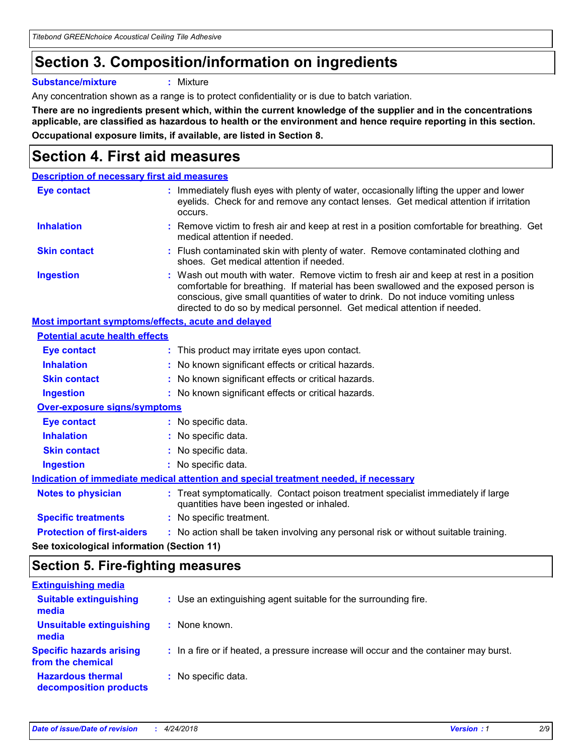# Section 3. Composition/information on ingredients

**Substance/mixture** : Mixture

Any concentration shown as a range is to protect confidentiality or is due to batch variation.

**There are no ingredients present which, within the current knowledge of the supplier and in the concentrations applicable, are classified as hazardous to health or the environment and hence require reporting in this section.**

**Occupational exposure limits, if available, are listed in Section 8.**

# Section 4. First aid measures

## Description of necessary first aid measures

**Eye contact** : Immediately flush eyes with plenty of water, occasionally lifting the upper and lower eyelids. Check for and remove any contact lenses. Get medical attention if irritation occurs.

**Inhalation** : Remove victim to fresh air and keep at rest in a position comfortable for breathing. Get medical attention if needed.

**Skin contact** : Flush contaminated skin with plenty of water. Remove contaminated clothing and shoes. Get medical attention if needed.

**Ingestion** : Wash out mouth with water. Remove victim to fresh air and keep at rest in a position comfortable for breathing. If material has been swallowed and the exposed person is conscious, give small quantities of water to drink. Do not induce vomiting unless directed to do so by medical personnel. Get medical attention if needed.

## Most important symptoms/effects, acute and delayed

### Potential acute health effects

**Eye contact** : This product may irritate eyes upon contact.

**Inhalation** : No known significant effects or critical hazards.

**Skin contact** : No known significant effects or critical hazards.

**Ingestion** : No known significant effects or critical hazards.

### Over-exposure signs/symptoms

**Eye contact** : No specific data.

**Inhalation** : No specific data.

**Skin contact** : No specific data.

**Ingestion** : No specific data.

## Indication of immediate medical attention and special treatment needed, if necessary

**Notes to physician** : Treat symptomatically. Contact poison treatment specialist immediately if large quantities have been ingested or inhaled.

**Specific treatments** : No specific treatment.

**Protection of first-aiders** : No action shall be taken involving any personal risk or without suitable training.

**See toxicological information (Section 11)**

# Section 5. Fire-fighting measures

## Extinguishing media

**Suitable extinguishing media** : Use an extinguishing agent suitable for the surrounding fire.

**Unsuitable extinguishing media** : None known.

**Specific hazards arising from the chemical** : In a fire or if heated, a pressure increase will occur and the container may burst.

**Hazardous thermal decomposition products** : No specific data.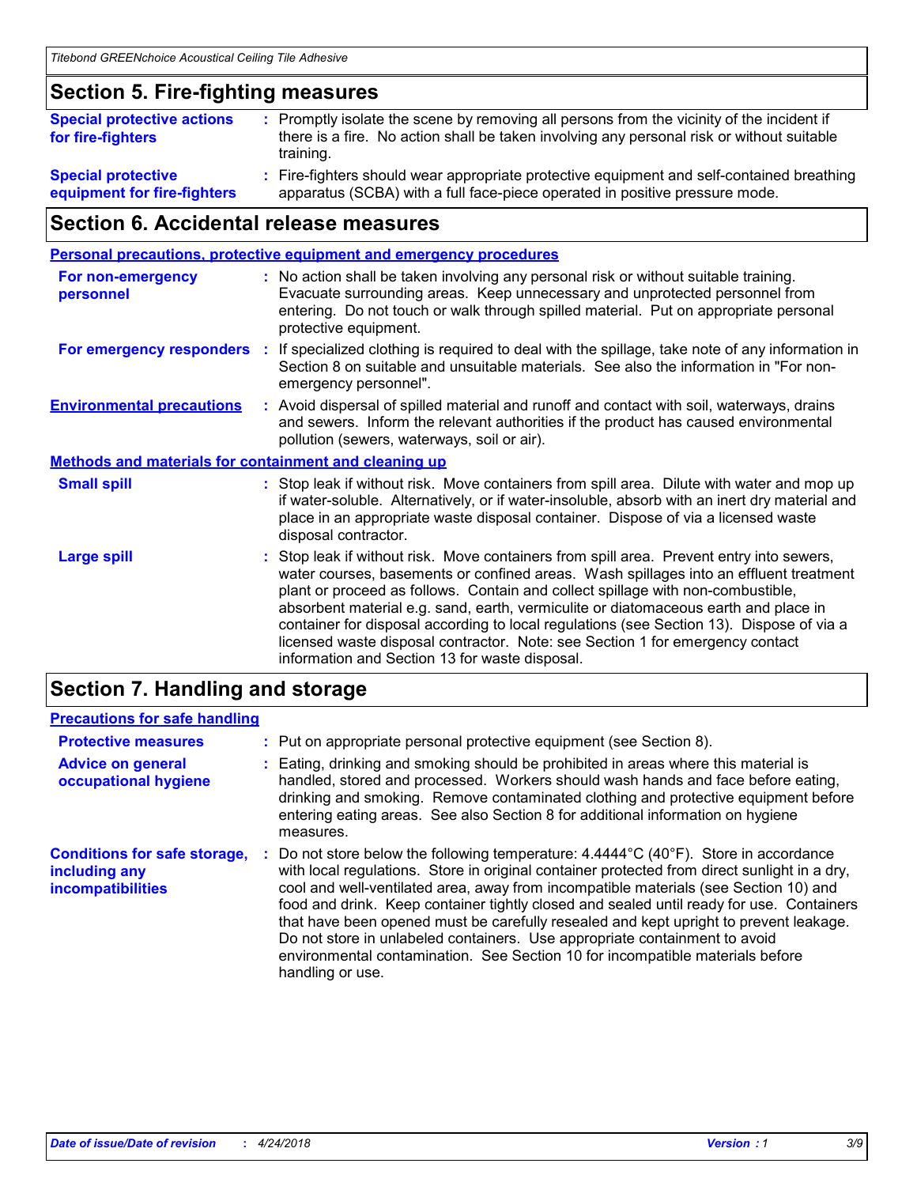## Section 5. Fire-fighting measures

**Special protective actions for fire-fighters** : Promptly isolate the scene by removing all persons from the vicinity of the incident if there is a fire. No action shall be taken involving any personal risk or without suitable training.

**Special protective equipment for fire-fighters** : Fire-fighters should wear appropriate protective equipment and self-contained breathing apparatus (SCBA) with a full face-piece operated in positive pressure mode.

## Section 6. Accidental release measures

### Personal precautions, protective equipment and emergency procedures

**For non-emergency personnel** : No action shall be taken involving any personal risk or without suitable training. Evacuate surrounding areas. Keep unnecessary and unprotected personnel from entering. Do not touch or walk through spilled material. Put on appropriate personal protective equipment.

**For emergency responders** : If specialized clothing is required to deal with the spillage, take note of any information in Section 8 on suitable and unsuitable materials. See also the information in "For non-emergency personnel".

**Environmental precautions** : Avoid dispersal of spilled material and runoff and contact with soil, waterways, drains and sewers. Inform the relevant authorities if the product has caused environmental pollution (sewers, waterways, soil or air).

### Methods and materials for containment and cleaning up

**Small spill** : Stop leak if without risk. Move containers from spill area. Dilute with water and mop up if water-soluble. Alternatively, or if water-insoluble, absorb with an inert dry material and place in an appropriate waste disposal container. Dispose of via a licensed waste disposal contractor.

**Large spill** : Stop leak if without risk. Move containers from spill area. Prevent entry into sewers, water courses, basements or confined areas. Wash spillages into an effluent treatment plant or proceed as follows. Contain and collect spillage with non-combustible, absorbent material e.g. sand, earth, vermiculite or diatomaceous earth and place in container for disposal according to local regulations (see Section 13). Dispose of via a licensed waste disposal contractor. Note: see Section 1 for emergency contact information and Section 13 for waste disposal.

## Section 7. Handling and storage

### Precautions for safe handling

**Protective measures** : Put on appropriate personal protective equipment (see Section 8).

**Advice on general occupational hygiene** : Eating, drinking and smoking should be prohibited in areas where this material is handled, stored and processed. Workers should wash hands and face before eating, drinking and smoking. Remove contaminated clothing and protective equipment before entering eating areas. See also Section 8 for additional information on hygiene measures.

**Conditions for safe storage, including any incompatibilities** : Do not store below the following temperature: 4.4444°C (40°F). Store in accordance with local regulations. Store in original container protected from direct sunlight in a dry, cool and well-ventilated area, away from incompatible materials (see Section 10) and food and drink. Keep container tightly closed and sealed until ready for use. Containers that have been opened must be carefully resealed and kept upright to prevent leakage. Do not store in unlabeled containers. Use appropriate containment to avoid environmental contamination. See Section 10 for incompatible materials before handling or use.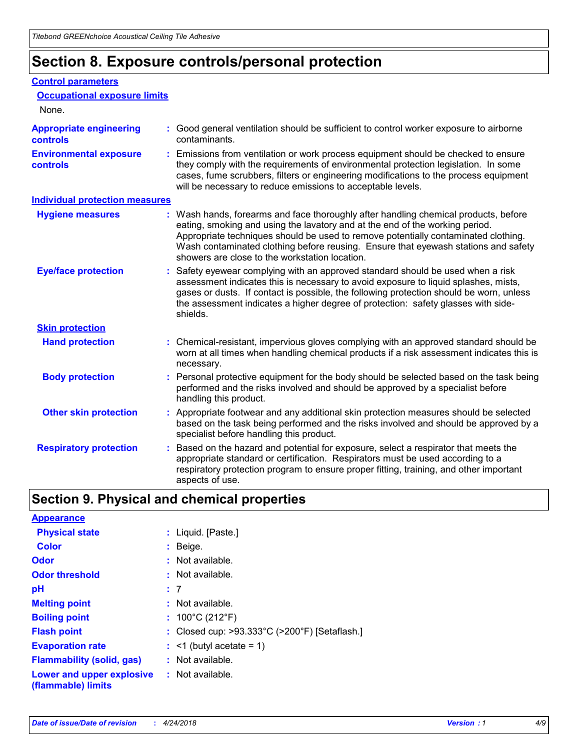# Section 8. Exposure controls/personal protection

## Control parameters

### Occupational exposure limits

None.

**Appropriate engineering controls** : Good general ventilation should be sufficient to control worker exposure to airborne contaminants.

**Environmental exposure controls** : Emissions from ventilation or work process equipment should be checked to ensure they comply with the requirements of environmental protection legislation. In some cases, fume scrubbers, filters or engineering modifications to the process equipment will be necessary to reduce emissions to acceptable levels.

## Individual protection measures

**Hygiene measures** : Wash hands, forearms and face thoroughly after handling chemical products, before eating, smoking and using the lavatory and at the end of the working period. Appropriate techniques should be used to remove potentially contaminated clothing. Wash contaminated clothing before reusing. Ensure that eyewash stations and safety showers are close to the workstation location.

**Eye/face protection** : Safety eyewear complying with an approved standard should be used when a risk assessment indicates this is necessary to avoid exposure to liquid splashes, mists, gases or dusts. If contact is possible, the following protection should be worn, unless the assessment indicates a higher degree of protection: safety glasses with side-shields.

### Skin protection

**Hand protection** : Chemical-resistant, impervious gloves complying with an approved standard should be worn at all times when handling chemical products if a risk assessment indicates this is necessary.

**Body protection** : Personal protective equipment for the body should be selected based on the task being performed and the risks involved and should be approved by a specialist before handling this product.

**Other skin protection** : Appropriate footwear and any additional skin protection measures should be selected based on the task being performed and the risks involved and should be approved by a specialist before handling this product.

**Respiratory protection** : Based on the hazard and potential for exposure, select a respirator that meets the appropriate standard or certification. Respirators must be used according to a respiratory protection program to ensure proper fitting, training, and other important aspects of use.

# Section 9. Physical and chemical properties

## Appearance

**Physical state** : Liquid. [Paste.]

**Color** : Beige.

**Odor** : Not available.

**Odor threshold** : Not available.

**pH** : 7

**Melting point** : Not available.

**Boiling point** : 100°C (212°F)

**Flash point** : Closed cup: >93.333°C (>200°F) [Setaflash.]

**Evaporation rate** : <1 (butyl acetate = 1)

**Flammability (solid, gas)** : Not available.

**Lower and upper explosive (flammable) limits** : Not available.

*Date of issue/Date of revision* : *4/24/2018* *Version* : *1*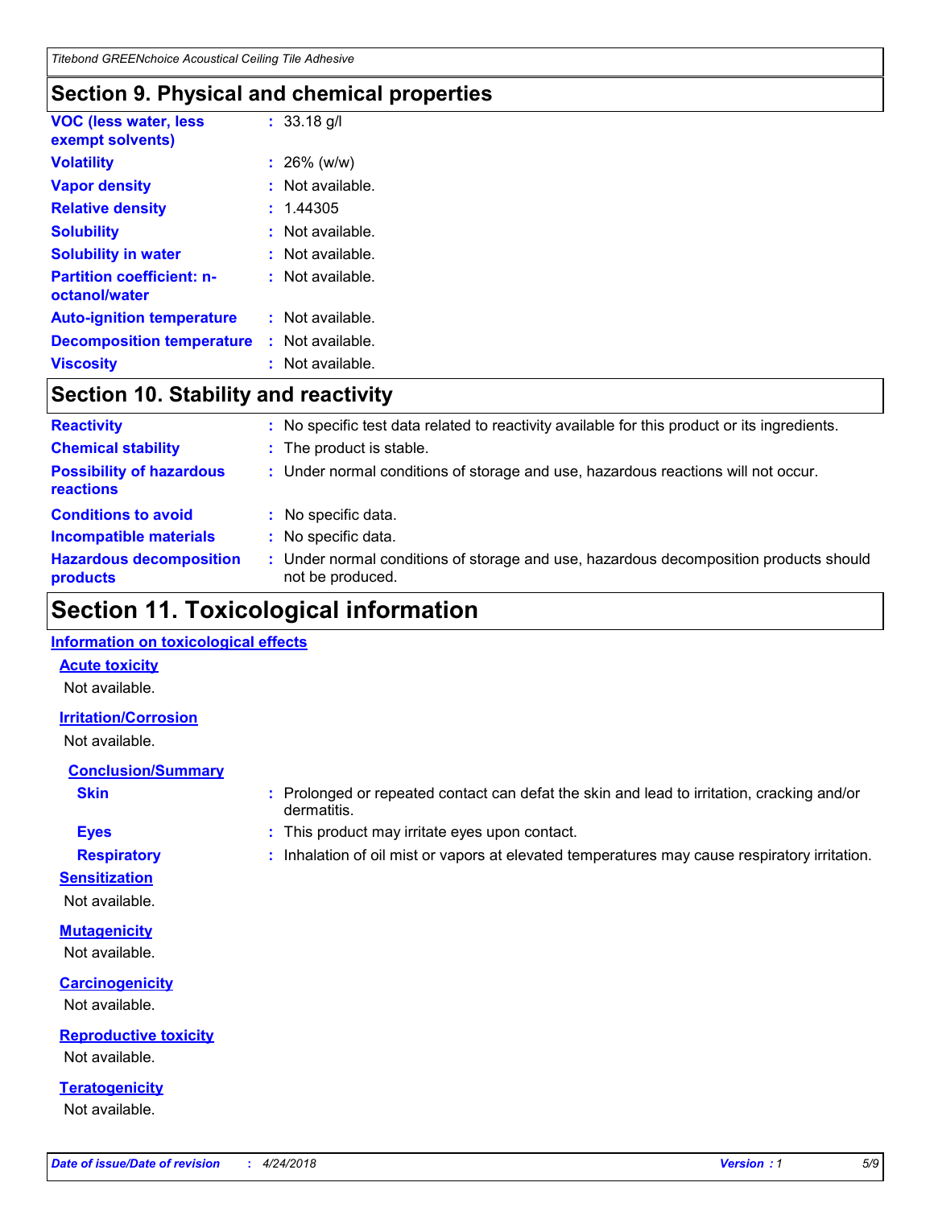## Section 9. Physical and chemical properties

| | |
|---|---|
| **VOC (less water, less exempt solvents)** | : 33.18 g/l |
| **Volatility** | : 26% (w/w) |
| **Vapor density** | : Not available. |
| **Relative density** | : 1.44305 |
| **Solubility** | : Not available. |
| **Solubility in water** | : Not available. |
| **Partition coefficient: n-octanol/water** | : Not available. |
| **Auto-ignition temperature** | : Not available. |
| **Decomposition temperature** | : Not available. |
| **Viscosity** | : Not available. |

## Section 10. Stability and reactivity

| | |
|---|---|
| **Reactivity** | : No specific test data related to reactivity available for this product or its ingredients. |
| **Chemical stability** | : The product is stable. |
| **Possibility of hazardous reactions** | : Under normal conditions of storage and use, hazardous reactions will not occur. |
| **Conditions to avoid** | : No specific data. |
| **Incompatible materials** | : No specific data. |
| **Hazardous decomposition products** | : Under normal conditions of storage and use, hazardous decomposition products should not be produced. |

## Section 11. Toxicological information

### Information on toxicological effects

#### Acute toxicity

Not available.

#### Irritation/Corrosion

Not available.

#### Conclusion/Summary

| | |
|---|---|
| **Skin** | : Prolonged or repeated contact can defat the skin and lead to irritation, cracking and/or dermatitis. |
| **Eyes** | : This product may irritate eyes upon contact. |
| **Respiratory** | : Inhalation of oil mist or vapors at elevated temperatures may cause respiratory irritation. |

#### Sensitization

Not available.

#### Mutagenicity

Not available.

#### Carcinogenicity

Not available.

#### Reproductive toxicity

Not available.

#### Teratogenicity

Not available.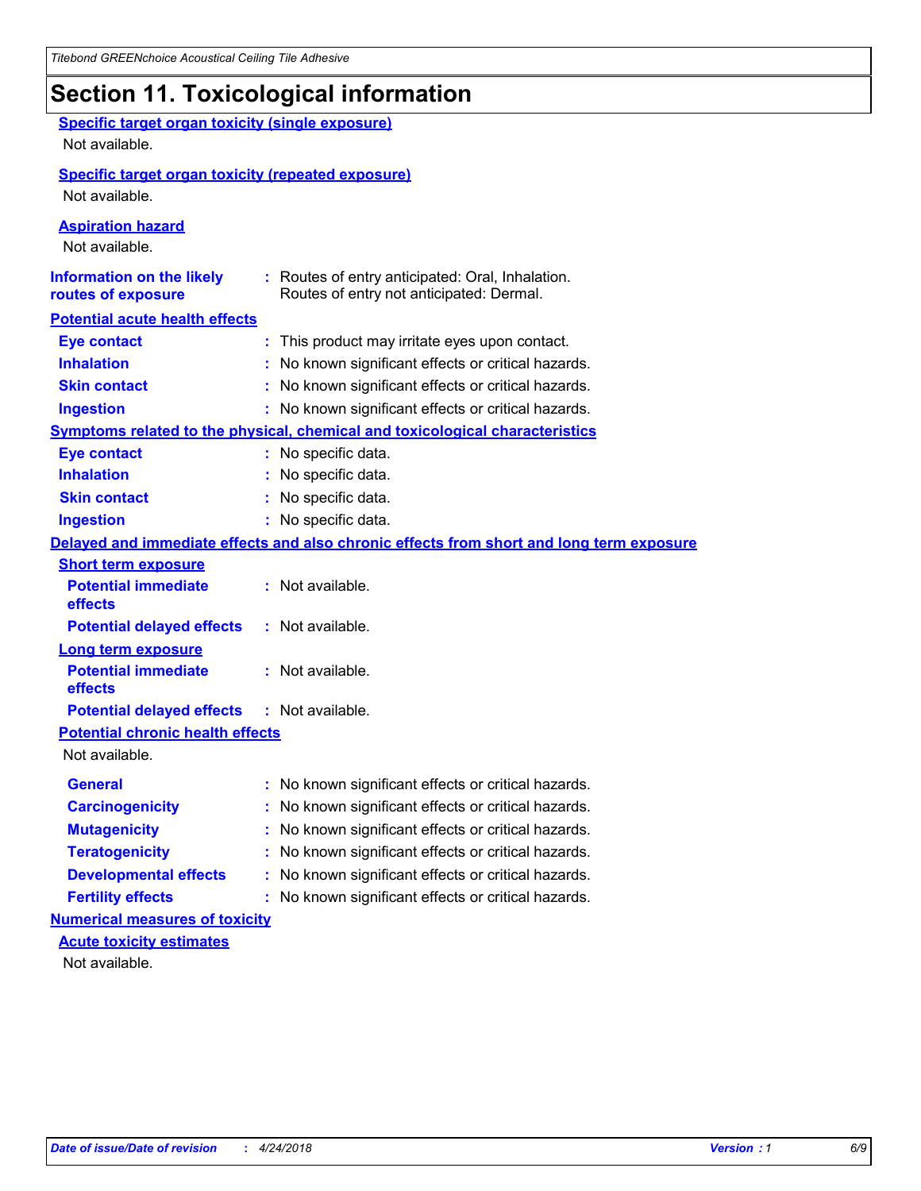# Section 11. Toxicological information

**Specific target organ toxicity (single exposure)**

Not available.

**Specific target organ toxicity (repeated exposure)**

Not available.

**Aspiration hazard**

Not available.

**Information on the likely routes of exposure** : Routes of entry anticipated: Oral, Inhalation. Routes of entry not anticipated: Dermal.

**Potential acute health effects**

| | |
|---|---|
| **Eye contact** | : This product may irritate eyes upon contact. |
| **Inhalation** | : No known significant effects or critical hazards. |
| **Skin contact** | : No known significant effects or critical hazards. |
| **Ingestion** | : No known significant effects or critical hazards. |

**Symptoms related to the physical, chemical and toxicological characteristics**

| | |
|---|---|
| **Eye contact** | : No specific data. |
| **Inhalation** | : No specific data. |
| **Skin contact** | : No specific data. |
| **Ingestion** | : No specific data. |

**Delayed and immediate effects and also chronic effects from short and long term exposure**

**Short term exposure**

| | |
|---|---|
| **Potential immediate effects** | : Not available. |
| **Potential delayed effects** | : Not available. |

**Long term exposure**

| | |
|---|---|
| **Potential immediate effects** | : Not available. |
| **Potential delayed effects** | : Not available. |

**Potential chronic health effects**

Not available.

| | |
|---|---|
| **General** | : No known significant effects or critical hazards. |
| **Carcinogenicity** | : No known significant effects or critical hazards. |
| **Mutagenicity** | : No known significant effects or critical hazards. |
| **Teratogenicity** | : No known significant effects or critical hazards. |
| **Developmental effects** | : No known significant effects or critical hazards. |
| **Fertility effects** | : No known significant effects or critical hazards. |

**Numerical measures of toxicity**

**Acute toxicity estimates**

Not available.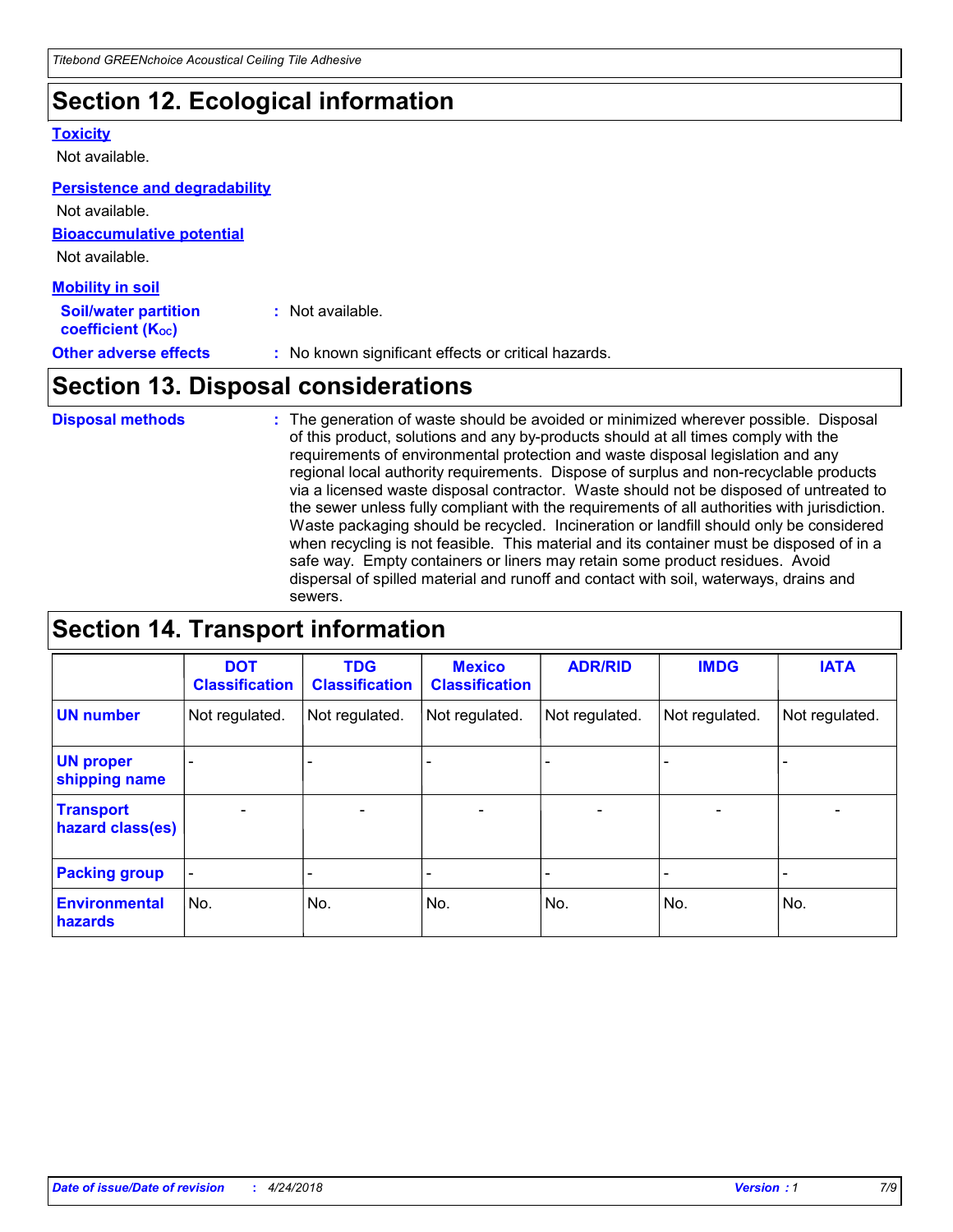## Section 12. Ecological information

**Toxicity**

Not available.

**Persistence and degradability**

Not available.

**Bioaccumulative potential**

Not available.

**Mobility in soil**

**Soil/water partition coefficient ($K_{OC}$)** : Not available.

**Other adverse effects** : No known significant effects or critical hazards.

## Section 13. Disposal considerations

**Disposal methods** : The generation of waste should be avoided or minimized wherever possible. Disposal of this product, solutions and any by-products should at all times comply with the requirements of environmental protection and waste disposal legislation and any regional local authority requirements. Dispose of surplus and non-recyclable products via a licensed waste disposal contractor. Waste should not be disposed of untreated to the sewer unless fully compliant with the requirements of all authorities with jurisdiction. Waste packaging should be recycled. Incineration or landfill should only be considered when recycling is not feasible. This material and its container must be disposed of in a safe way. Empty containers or liners may retain some product residues. Avoid dispersal of spilled material and runoff and contact with soil, waterways, drains and sewers.

## Section 14. Transport information

| | DOT Classification | TDG Classification | Mexico Classification | ADR/RID | IMDG | IATA |
|---|---|---|---|---|---|---|
| **UN number** | Not regulated. | Not regulated. | Not regulated. | Not regulated. | Not regulated. | Not regulated. |
| **UN proper shipping name** | - | - | - | - | - | - |
| **Transport hazard class(es)** | - | - | - | - | - | - |
| **Packing group** | - | - | - | - | - | - |
| **Environmental hazards** | No. | No. | No. | No. | No. | No. |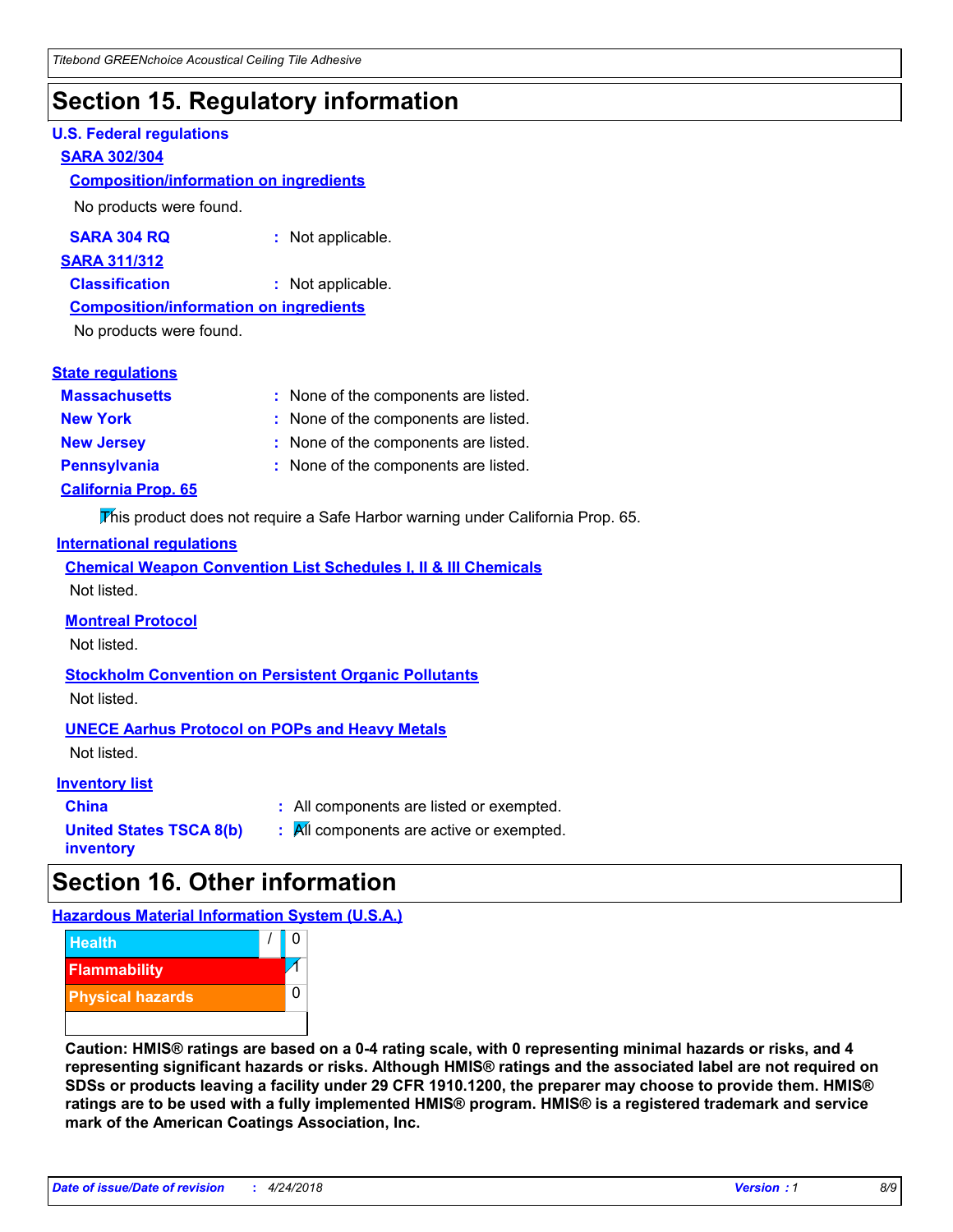# Section 15. Regulatory information

## U.S. Federal regulations

### SARA 302/304

**Composition/information on ingredients**

No products were found.

**SARA 304 RQ** : Not applicable.

### SARA 311/312

**Classification** : Not applicable.

**Composition/information on ingredients**

No products were found.

## State regulations

| | |
|---|---|
| **Massachusetts** | : None of the components are listed. |
| **New York** | : None of the components are listed. |
| **New Jersey** | : None of the components are listed. |
| **Pennsylvania** | : None of the components are listed. |

### California Prop. 65

This product does not require a Safe Harbor warning under California Prop. 65.

## International regulations

**Chemical Weapon Convention List Schedules I, II & III Chemicals**

Not listed.

**Montreal Protocol**

Not listed.

**Stockholm Convention on Persistent Organic Pollutants**

Not listed.

**UNECE Aarhus Protocol on POPs and Heavy Metals**

Not listed.

## Inventory list

| | |
|---|---|
| **China** | : All components are listed or exempted. |
| **United States TSCA 8(b) inventory** | : All components are active or exempted. |

# Section 16. Other information

## Hazardous Material Information System (U.S.A.)

| | | |
|---|---|---|
| Health | / | 0 |
| Flammability | | 1 |
| Physical hazards | | 0 |

**Caution: HMIS® ratings are based on a 0-4 rating scale, with 0 representing minimal hazards or risks, and 4 representing significant hazards or risks. Although HMIS® ratings and the associated label are not required on SDSs or products leaving a facility under 29 CFR 1910.1200, the preparer may choose to provide them. HMIS® ratings are to be used with a fully implemented HMIS® program. HMIS® is a registered trademark and service mark of the American Coatings Association, Inc.**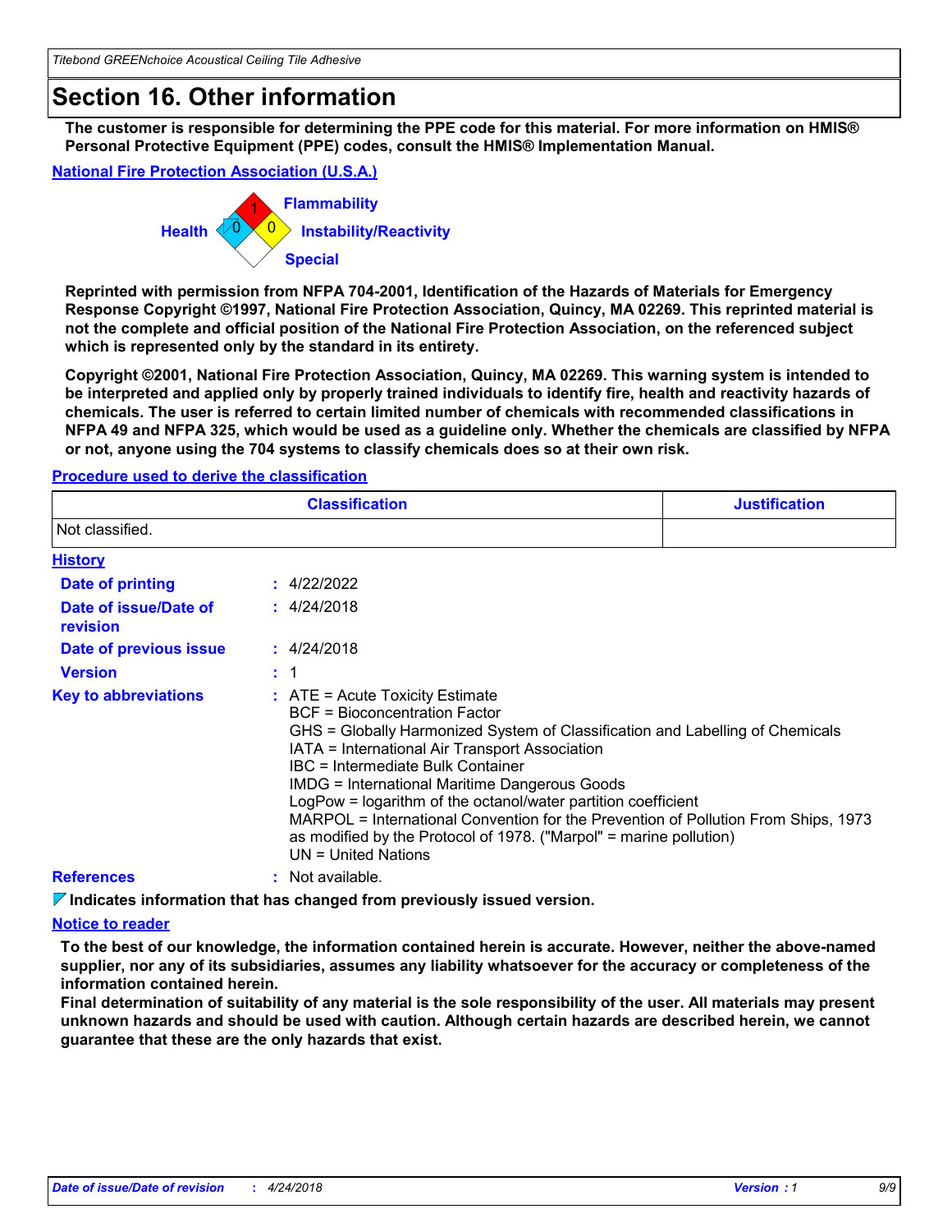# Section 16. Other information

**The customer is responsible for determining the PPE code for this material. For more information on HMIS® Personal Protective Equipment (PPE) codes, consult the HMIS® Implementation Manual.**

**National Fire Protection Association (U.S.A.)**

Flammability: 1
Health: 0
Instability/Reactivity: 0
Special

**Reprinted with permission from NFPA 704-2001, Identification of the Hazards of Materials for Emergency Response Copyright ©1997, National Fire Protection Association, Quincy, MA 02269. This reprinted material is not the complete and official position of the National Fire Protection Association, on the referenced subject which is represented only by the standard in its entirety.**

**Copyright ©2001, National Fire Protection Association, Quincy, MA 02269. This warning system is intended to be interpreted and applied only by properly trained individuals to identify fire, health and reactivity hazards of chemicals. The user is referred to certain limited number of chemicals with recommended classifications in NFPA 49 and NFPA 325, which would be used as a guideline only. Whether the chemicals are classified by NFPA or not, anyone using the 704 systems to classify chemicals does so at their own risk.**

**Procedure used to derive the classification**

| Classification | Justification |
|---|---|
| Not classified. | |

**History**

**Date of printing** : 4/22/2022

**Date of issue/Date of revision** : 4/24/2018

**Date of previous issue** : 4/24/2018

**Version** : 1

**Key to abbreviations** :
ATE = Acute Toxicity Estimate
BCF = Bioconcentration Factor
GHS = Globally Harmonized System of Classification and Labelling of Chemicals
IATA = International Air Transport Association
IBC = Intermediate Bulk Container
IMDG = International Maritime Dangerous Goods
LogPow = logarithm of the octanol/water partition coefficient
MARPOL = International Convention for the Prevention of Pollution From Ships, 1973 as modified by the Protocol of 1978. ("Marpol" = marine pollution)
UN = United Nations

**References** : Not available.

**Indicates information that has changed from previously issued version.**

**Notice to reader**

**To the best of our knowledge, the information contained herein is accurate. However, neither the above-named supplier, nor any of its subsidiaries, assumes any liability whatsoever for the accuracy or completeness of the information contained herein.**

**Final determination of suitability of any material is the sole responsibility of the user. All materials may present unknown hazards and should be used with caution. Although certain hazards are described herein, we cannot guarantee that these are the only hazards that exist.**